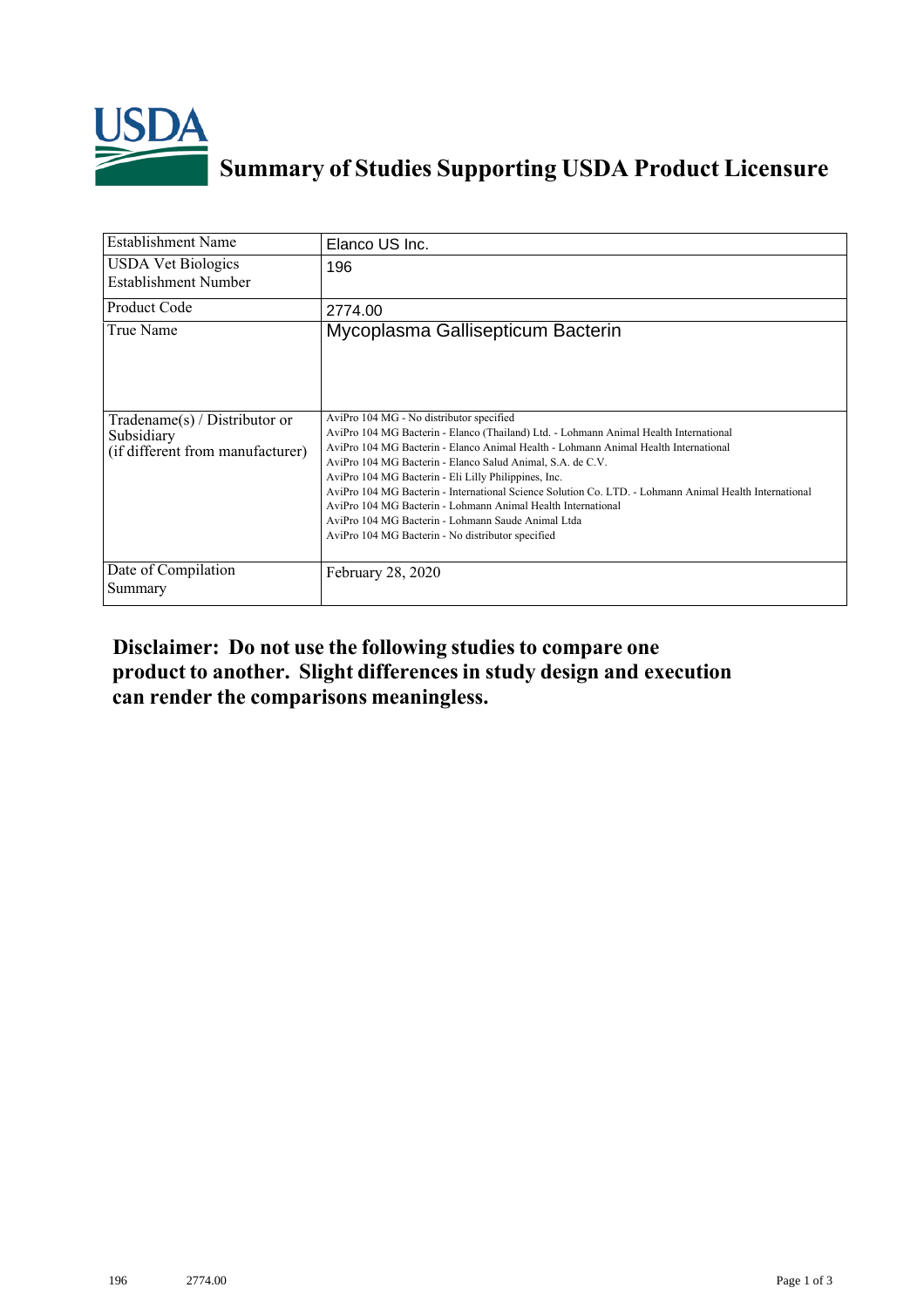# Summary of Studies Supporting USDA Product Licensure

| Establishment Name | Elanco US Inc. |
|---|---|
| USDA Vet Biologics Establishment Number | 196 |
| Product Code | 2774.00 |
| True Name | Mycoplasma Gallisepticum Bacterin |
| Tradename(s) / Distributor or Subsidiary (if different from manufacturer) | AviPro 104 MG - No distributor specified<br>AviPro 104 MG Bacterin - Elanco (Thailand) Ltd. - Lohmann Animal Health International<br>AviPro 104 MG Bacterin - Elanco Animal Health - Lohmann Animal Health International<br>AviPro 104 MG Bacterin - Elanco Salud Animal, S.A. de C.V.<br>AviPro 104 MG Bacterin - Eli Lilly Philippines, Inc.<br>AviPro 104 MG Bacterin - International Science Solution Co. LTD. - Lohmann Animal Health International<br>AviPro 104 MG Bacterin - Lohmann Animal Health International<br>AviPro 104 MG Bacterin - Lohmann Saude Animal Ltda<br>AviPro 104 MG Bacterin - No distributor specified |
| Date of Compilation Summary | February 28, 2020 |

**Disclaimer: Do not use the following studies to compare one product to another. Slight differences in study design and execution can render the comparisons meaningless.**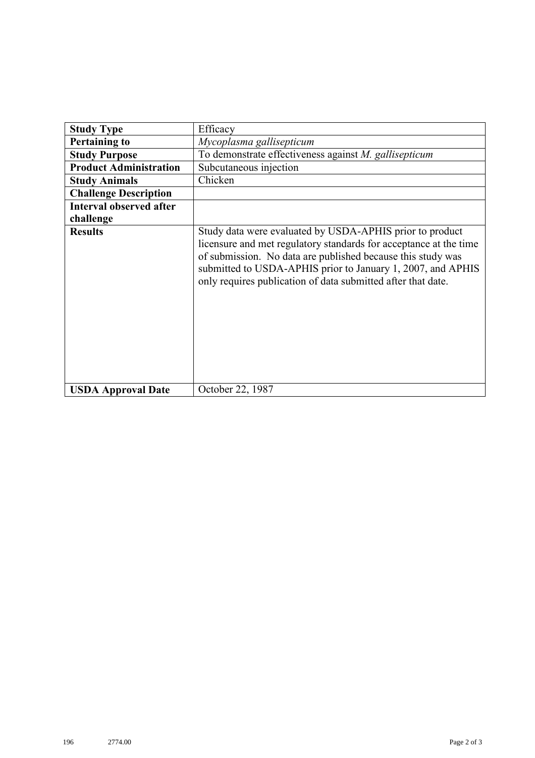| **Study Type** | Efficacy |
|---|---|
| **Pertaining to** | *Mycoplasma gallisepticum* |
| **Study Purpose** | To demonstrate effectiveness against *M. gallisepticum* |
| **Product Administration** | Subcutaneous injection |
| **Study Animals** | Chicken |
| **Challenge Description** | |
| **Interval observed after challenge** | |
| **Results** | Study data were evaluated by USDA-APHIS prior to product licensure and met regulatory standards for acceptance at the time of submission. No data are published because this study was submitted to USDA-APHIS prior to January 1, 2007, and APHIS only requires publication of data submitted after that date. |
| **USDA Approval Date** | October 22, 1987 |

196 2774.00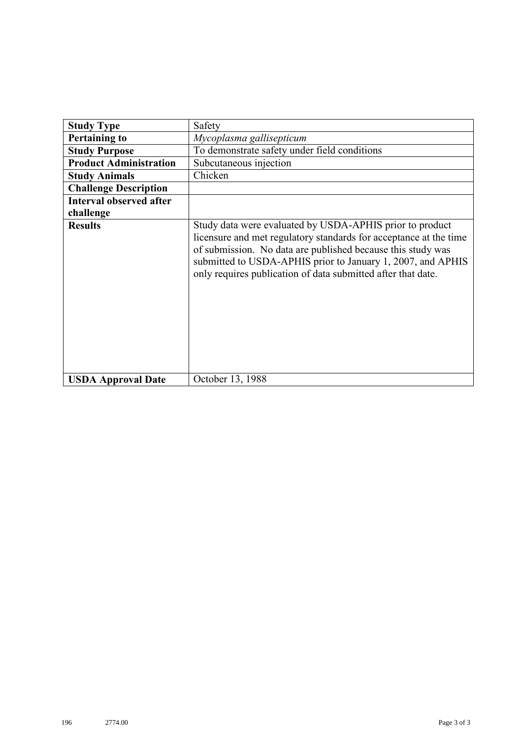| | |
|---|---|
| **Study Type** | Safety |
| **Pertaining to** | *Mycoplasma gallisepticum* |
| **Study Purpose** | To demonstrate safety under field conditions |
| **Product Administration** | Subcutaneous injection |
| **Study Animals** | Chicken |
| **Challenge Description** | |
| **Interval observed after challenge** | |
| **Results** | Study data were evaluated by USDA-APHIS prior to product licensure and met regulatory standards for acceptance at the time of submission. No data are published because this study was submitted to USDA-APHIS prior to January 1, 2007, and APHIS only requires publication of data submitted after that date. |
| **USDA Approval Date** | October 13, 1988 |

196 2774.00